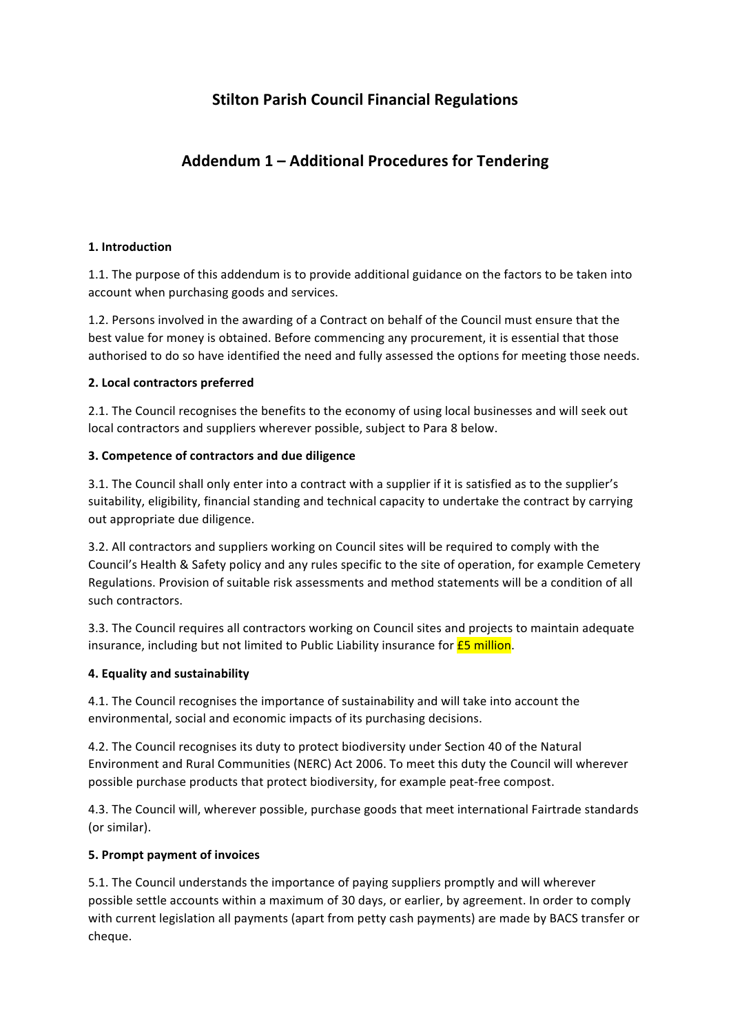# Stilton Parish Council Financial Regulations

## Addendum 1 – Additional Procedures for Tendering

**1. Introduction**

1.1. The purpose of this addendum is to provide additional guidance on the factors to be taken into account when purchasing goods and services.

1.2. Persons involved in the awarding of a Contract on behalf of the Council must ensure that the best value for money is obtained. Before commencing any procurement, it is essential that those authorised to do so have identified the need and fully assessed the options for meeting those needs.

**2. Local contractors preferred**

2.1. The Council recognises the benefits to the economy of using local businesses and will seek out local contractors and suppliers wherever possible, subject to Para 8 below.

**3. Competence of contractors and due diligence**

3.1. The Council shall only enter into a contract with a supplier if it is satisfied as to the supplier's suitability, eligibility, financial standing and technical capacity to undertake the contract by carrying out appropriate due diligence.

3.2. All contractors and suppliers working on Council sites will be required to comply with the Council's Health & Safety policy and any rules specific to the site of operation, for example Cemetery Regulations. Provision of suitable risk assessments and method statements will be a condition of all such contractors.

3.3. The Council requires all contractors working on Council sites and projects to maintain adequate insurance, including but not limited to Public Liability insurance for £5 million.

**4. Equality and sustainability**

4.1. The Council recognises the importance of sustainability and will take into account the environmental, social and economic impacts of its purchasing decisions.

4.2. The Council recognises its duty to protect biodiversity under Section 40 of the Natural Environment and Rural Communities (NERC) Act 2006. To meet this duty the Council will wherever possible purchase products that protect biodiversity, for example peat-free compost.

4.3. The Council will, wherever possible, purchase goods that meet international Fairtrade standards (or similar).

**5. Prompt payment of invoices**

5.1. The Council understands the importance of paying suppliers promptly and will wherever possible settle accounts within a maximum of 30 days, or earlier, by agreement. In order to comply with current legislation all payments (apart from petty cash payments) are made by BACS transfer or cheque.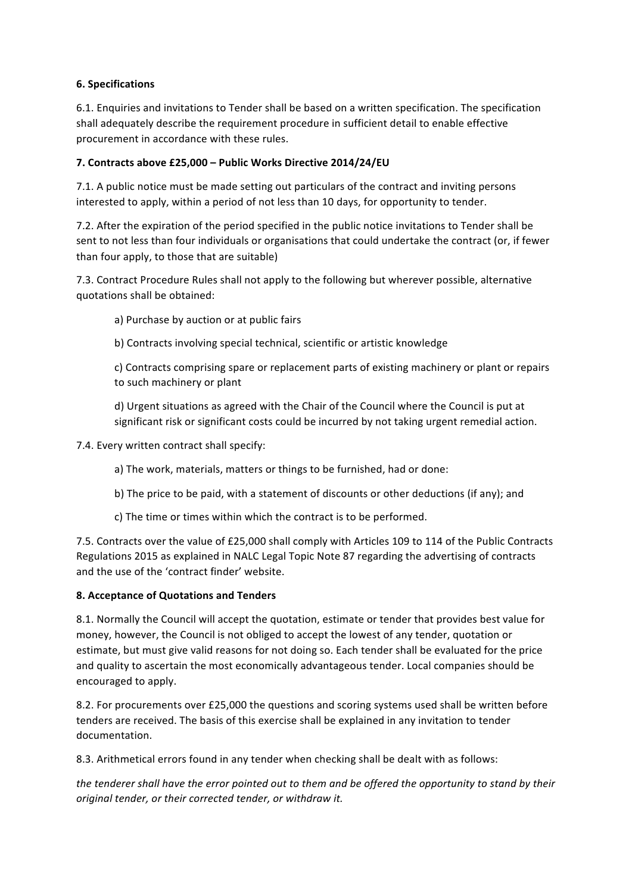**6. Specifications**

6.1. Enquiries and invitations to Tender shall be based on a written specification. The specification shall adequately describe the requirement procedure in sufficient detail to enable effective procurement in accordance with these rules.

**7. Contracts above £25,000 – Public Works Directive 2014/24/EU**

7.1. A public notice must be made setting out particulars of the contract and inviting persons interested to apply, within a period of not less than 10 days, for opportunity to tender.

7.2. After the expiration of the period specified in the public notice invitations to Tender shall be sent to not less than four individuals or organisations that could undertake the contract (or, if fewer than four apply, to those that are suitable)

7.3. Contract Procedure Rules shall not apply to the following but wherever possible, alternative quotations shall be obtained:

a) Purchase by auction or at public fairs

b) Contracts involving special technical, scientific or artistic knowledge

c) Contracts comprising spare or replacement parts of existing machinery or plant or repairs to such machinery or plant

d) Urgent situations as agreed with the Chair of the Council where the Council is put at significant risk or significant costs could be incurred by not taking urgent remedial action.

7.4. Every written contract shall specify:

a) The work, materials, matters or things to be furnished, had or done:

b) The price to be paid, with a statement of discounts or other deductions (if any); and

c) The time or times within which the contract is to be performed.

7.5. Contracts over the value of £25,000 shall comply with Articles 109 to 114 of the Public Contracts Regulations 2015 as explained in NALC Legal Topic Note 87 regarding the advertising of contracts and the use of the 'contract finder' website.

**8. Acceptance of Quotations and Tenders**

8.1. Normally the Council will accept the quotation, estimate or tender that provides best value for money, however, the Council is not obliged to accept the lowest of any tender, quotation or estimate, but must give valid reasons for not doing so. Each tender shall be evaluated for the price and quality to ascertain the most economically advantageous tender. Local companies should be encouraged to apply.

8.2. For procurements over £25,000 the questions and scoring systems used shall be written before tenders are received. The basis of this exercise shall be explained in any invitation to tender documentation.

8.3. Arithmetical errors found in any tender when checking shall be dealt with as follows:

*the tenderer shall have the error pointed out to them and be offered the opportunity to stand by their original tender, or their corrected tender, or withdraw it.*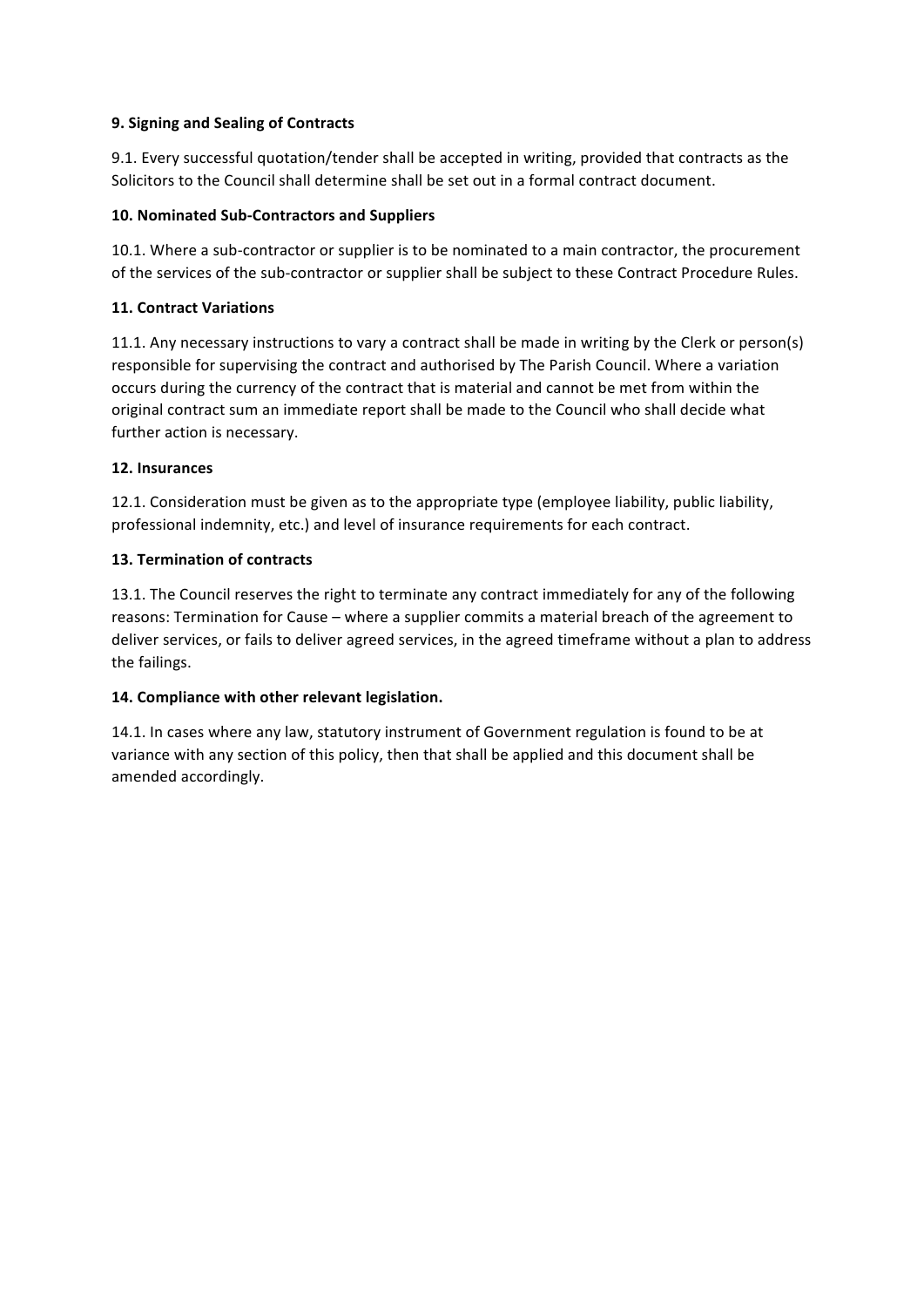**9. Signing and Sealing of Contracts**

9.1. Every successful quotation/tender shall be accepted in writing, provided that contracts as the Solicitors to the Council shall determine shall be set out in a formal contract document.

**10. Nominated Sub-Contractors and Suppliers**

10.1. Where a sub-contractor or supplier is to be nominated to a main contractor, the procurement of the services of the sub-contractor or supplier shall be subject to these Contract Procedure Rules.

**11. Contract Variations**

11.1. Any necessary instructions to vary a contract shall be made in writing by the Clerk or person(s) responsible for supervising the contract and authorised by The Parish Council. Where a variation occurs during the currency of the contract that is material and cannot be met from within the original contract sum an immediate report shall be made to the Council who shall decide what further action is necessary.

**12. Insurances**

12.1. Consideration must be given as to the appropriate type (employee liability, public liability, professional indemnity, etc.) and level of insurance requirements for each contract.

**13. Termination of contracts**

13.1. The Council reserves the right to terminate any contract immediately for any of the following reasons: Termination for Cause – where a supplier commits a material breach of the agreement to deliver services, or fails to deliver agreed services, in the agreed timeframe without a plan to address the failings.

**14. Compliance with other relevant legislation.**

14.1. In cases where any law, statutory instrument of Government regulation is found to be at variance with any section of this policy, then that shall be applied and this document shall be amended accordingly.